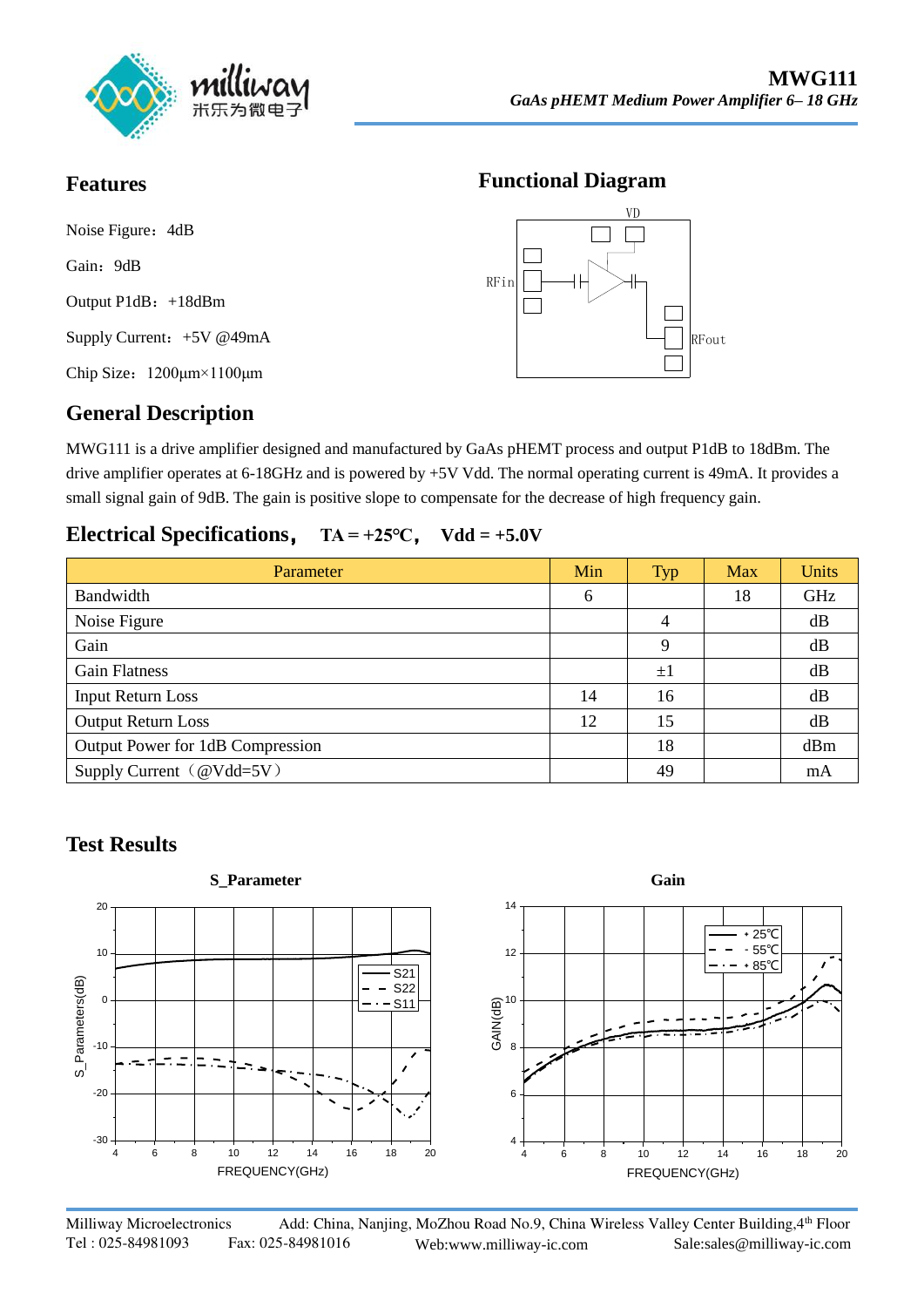**MWG111**

*GaAs pHEMT Medium Power Amplifier 6– 18 GHz*

## Features

Noise Figure：4dB

Gain：9dB

Output P1dB：+18dBm

Supply Current：+5V @49mA

Chip Size：1200μm×1100μm

## Functional Diagram

## General Description

MWG111 is a drive amplifier designed and manufactured by GaAs pHEMT process and output P1dB to 18dBm. The drive amplifier operates at 6-18GHz and is powered by +5V Vdd. The normal operating current is 49mA. It provides a small signal gain of 9dB. The gain is positive slope to compensate for the decrease of high frequency gain.

## Electrical Specifications， TA = +25℃， Vdd = +5.0V

| Parameter | Min | Typ | Max | Units |
|---|---|---|---|---|
| Bandwidth | 6 | | 18 | GHz |
| Noise Figure | | 4 | | dB |
| Gain | | 9 | | dB |
| Gain Flatness | | ±1 | | dB |
| Input Return Loss | 14 | 16 | | dB |
| Output Return Loss | 12 | 15 | | dB |
| Output Power for 1dB Compression | | 18 | | dBm |
| Supply Current（@Vdd=5V） | | 49 | | mA |

## Test Results

**S_Parameter**

**Gain**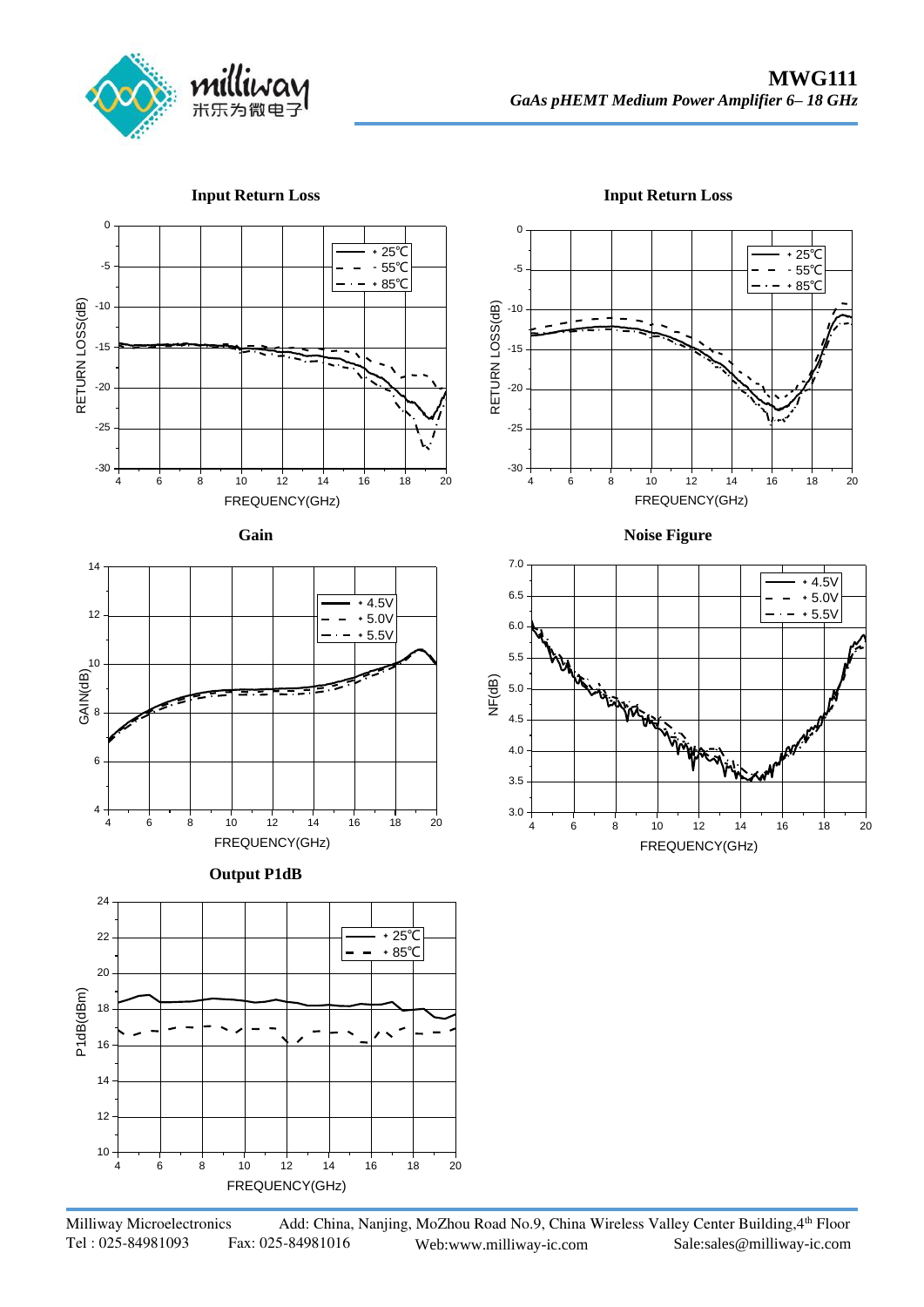**Input Return Loss**

**Input Return Loss**

**Gain**

**Noise Figure**

**Output P1dB**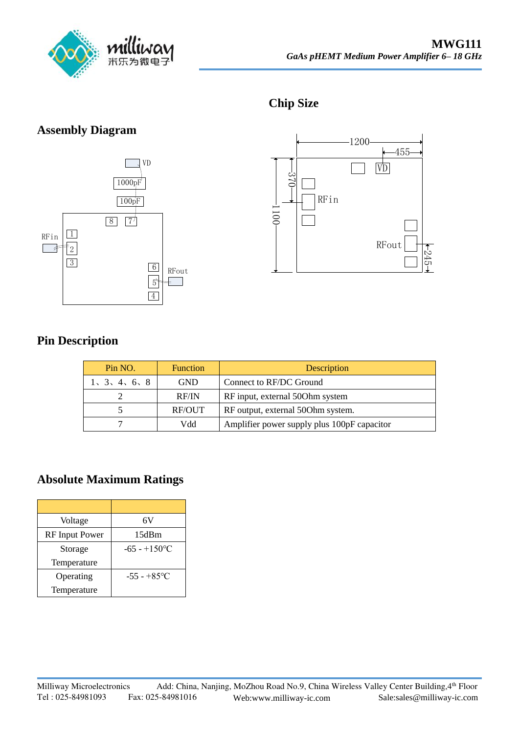## Chip Size

## Assembly Diagram

VD
1000pF
100pF
8
7
RFin
1
2
3
6
RFout
5
4

1200
455
VD
370
1100
RFin
RFout
245

## Pin Description

| Pin NO. | Function | Description |
|---|---|---|
| 1、3、4、6、8 | GND | Connect to RF/DC Ground |
| 2 | RF/IN | RF input, external 50Ohm system |
| 5 | RF/OUT | RF output, external 50Ohm system. |
| 7 | Vdd | Amplifier power supply plus 100pF capacitor |

## Absolute Maximum Ratings

| | |
|---|---|
| Voltage | 6V |
| RF Input Power | 15dBm |
| Storage Temperature | -65 - +150℃ |
| Operating Temperature | -55 - +85℃ |

Milliway Microelectronics Add: China, Nanjing, MoZhou Road No.9, China Wireless Valley Center Building,4th Floor
Tel : 025-84981093 Fax: 025-84981016 Web:www.milliway-ic.com Sale:sales@milliway-ic.com